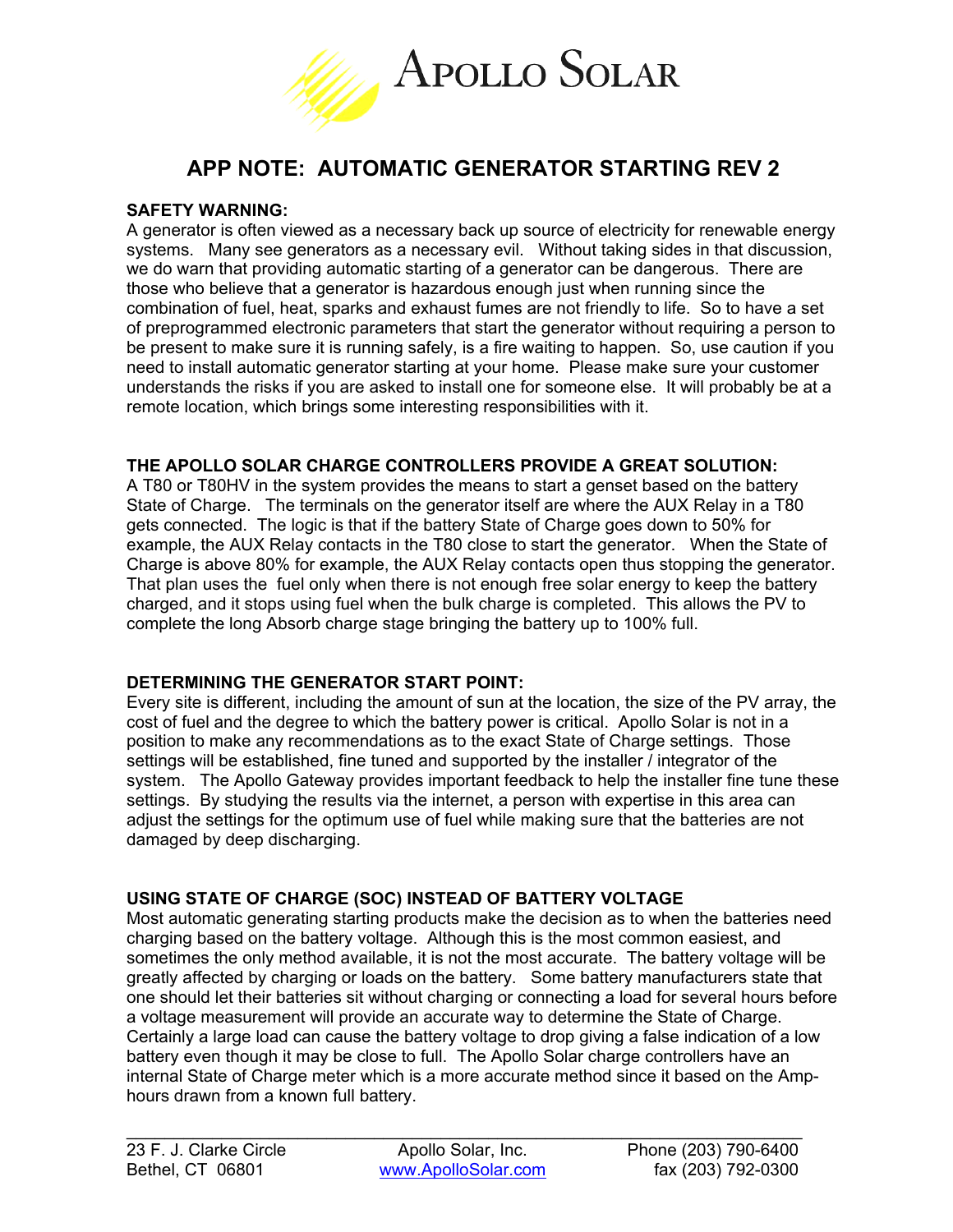# APOLLO SOLAR

## APP NOTE: AUTOMATIC GENERATOR STARTING REV 2

**SAFETY WARNING:**

A generator is often viewed as a necessary back up source of electricity for renewable energy systems. Many see generators as a necessary evil. Without taking sides in that discussion, we do warn that providing automatic starting of a generator can be dangerous. There are those who believe that a generator is hazardous enough just when running since the combination of fuel, heat, sparks and exhaust fumes are not friendly to life. So to have a set of preprogrammed electronic parameters that start the generator without requiring a person to be present to make sure it is running safely, is a fire waiting to happen. So, use caution if you need to install automatic generator starting at your home. Please make sure your customer understands the risks if you are asked to install one for someone else. It will probably be at a remote location, which brings some interesting responsibilities with it.

**THE APOLLO SOLAR CHARGE CONTROLLERS PROVIDE A GREAT SOLUTION:**

A T80 or T80HV in the system provides the means to start a genset based on the battery State of Charge. The terminals on the generator itself are where the AUX Relay in a T80 gets connected. The logic is that if the battery State of Charge goes down to 50% for example, the AUX Relay contacts in the T80 close to start the generator. When the State of Charge is above 80% for example, the AUX Relay contacts open thus stopping the generator. That plan uses the fuel only when there is not enough free solar energy to keep the battery charged, and it stops using fuel when the bulk charge is completed. This allows the PV to complete the long Absorb charge stage bringing the battery up to 100% full.

**DETERMINING THE GENERATOR START POINT:**

Every site is different, including the amount of sun at the location, the size of the PV array, the cost of fuel and the degree to which the battery power is critical. Apollo Solar is not in a position to make any recommendations as to the exact State of Charge settings. Those settings will be established, fine tuned and supported by the installer / integrator of the system. The Apollo Gateway provides important feedback to help the installer fine tune these settings. By studying the results via the internet, a person with expertise in this area can adjust the settings for the optimum use of fuel while making sure that the batteries are not damaged by deep discharging.

**USING STATE OF CHARGE (SOC) INSTEAD OF BATTERY VOLTAGE**

Most automatic generating starting products make the decision as to when the batteries need charging based on the battery voltage. Although this is the most common easiest, and sometimes the only method available, it is not the most accurate. The battery voltage will be greatly affected by charging or loads on the battery. Some battery manufacturers state that one should let their batteries sit without charging or connecting a load for several hours before a voltage measurement will provide an accurate way to determine the State of Charge. Certainly a large load can cause the battery voltage to drop giving a false indication of a low battery even though it may be close to full. The Apollo Solar charge controllers have an internal State of Charge meter which is a more accurate method since it based on the Amp-hours drawn from a known full battery.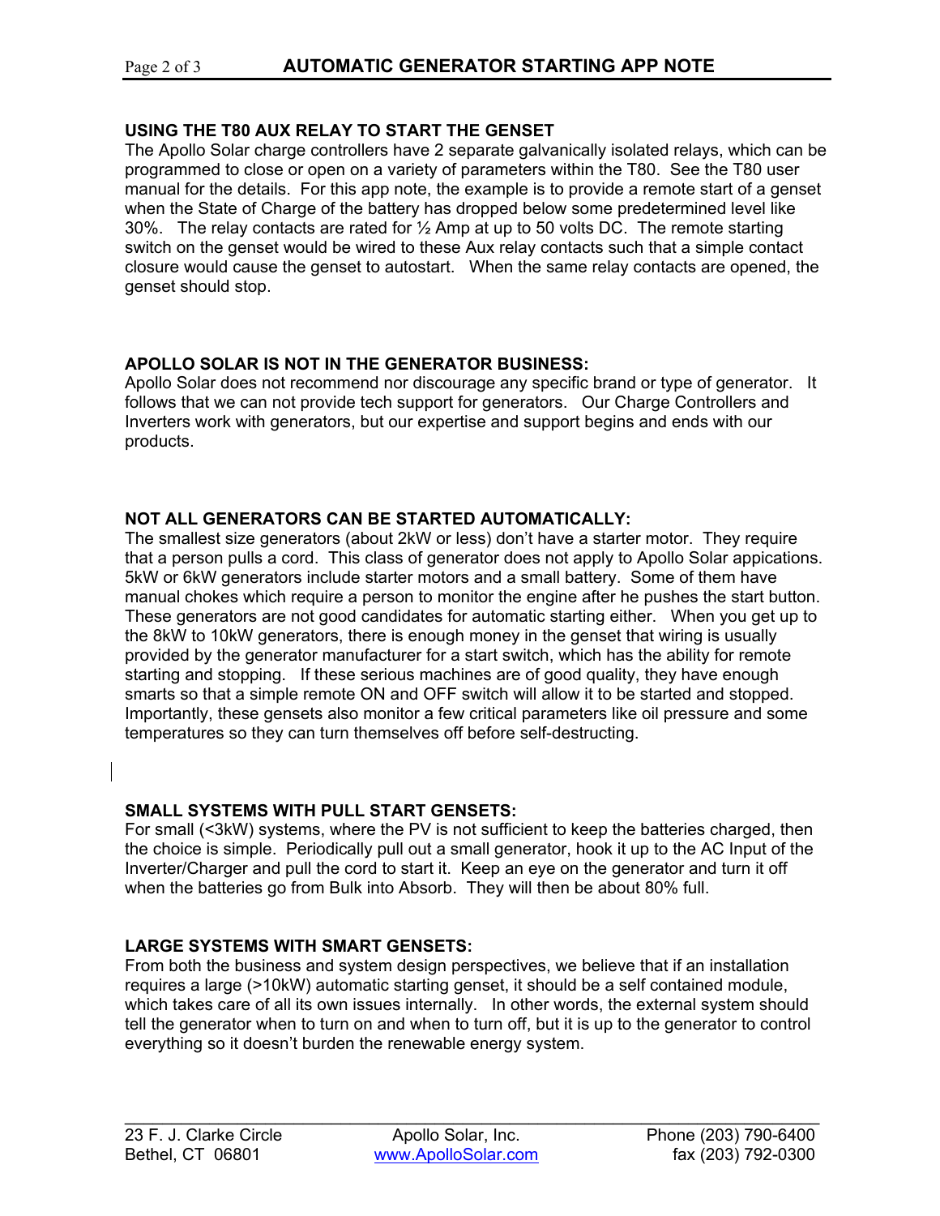## USING THE T80 AUX RELAY TO START THE GENSET

The Apollo Solar charge controllers have 2 separate galvanically isolated relays, which can be programmed to close or open on a variety of parameters within the T80. See the T80 user manual for the details. For this app note, the example is to provide a remote start of a genset when the State of Charge of the battery has dropped below some predetermined level like 30%. The relay contacts are rated for ½ Amp at up to 50 volts DC. The remote starting switch on the genset would be wired to these Aux relay contacts such that a simple contact closure would cause the genset to autostart. When the same relay contacts are opened, the genset should stop.

## APOLLO SOLAR IS NOT IN THE GENERATOR BUSINESS:

Apollo Solar does not recommend nor discourage any specific brand or type of generator. It follows that we can not provide tech support for generators. Our Charge Controllers and Inverters work with generators, but our expertise and support begins and ends with our products.

## NOT ALL GENERATORS CAN BE STARTED AUTOMATICALLY:

The smallest size generators (about 2kW or less) don't have a starter motor. They require that a person pulls a cord. This class of generator does not apply to Apollo Solar appications. 5kW or 6kW generators include starter motors and a small battery. Some of them have manual chokes which require a person to monitor the engine after he pushes the start button. These generators are not good candidates for automatic starting either. When you get up to the 8kW to 10kW generators, there is enough money in the genset that wiring is usually provided by the generator manufacturer for a start switch, which has the ability for remote starting and stopping. If these serious machines are of good quality, they have enough smarts so that a simple remote ON and OFF switch will allow it to be started and stopped. Importantly, these gensets also monitor a few critical parameters like oil pressure and some temperatures so they can turn themselves off before self-destructing.

## SMALL SYSTEMS WITH PULL START GENSETS:

For small (<3kW) systems, where the PV is not sufficient to keep the batteries charged, then the choice is simple. Periodically pull out a small generator, hook it up to the AC Input of the Inverter/Charger and pull the cord to start it. Keep an eye on the generator and turn it off when the batteries go from Bulk into Absorb. They will then be about 80% full.

## LARGE SYSTEMS WITH SMART GENSETS:

From both the business and system design perspectives, we believe that if an installation requires a large (>10kW) automatic starting genset, it should be a self contained module, which takes care of all its own issues internally. In other words, the external system should tell the generator when to turn on and when to turn off, but it is up to the generator to control everything so it doesn't burden the renewable energy system.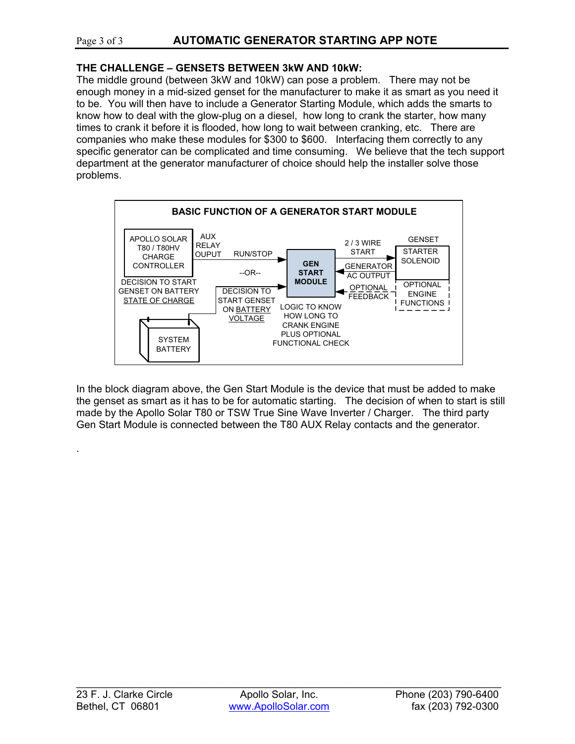**THE CHALLENGE – GENSETS BETWEEN 3kW AND 10kW:**

The middle ground (between 3kW and 10kW) can pose a problem. There may not be enough money in a mid-sized genset for the manufacturer to make it as smart as you need it to be. You will then have to include a Generator Starting Module, which adds the smarts to know how to deal with the glow-plug on a diesel, how long to crank the starter, how many times to crank it before it is flooded, how long to wait between cranking, etc. There are companies who make these modules for $300 to $600. Interfacing them correctly to any specific generator can be complicated and time consuming. We believe that the tech support department at the generator manufacturer of choice should help the installer solve those problems.

BASIC FUNCTION OF A GENERATOR START MODULE

APOLLO SOLAR T80 / T80HV CHARGE CONTROLLER

AUX RELAY OUPUT

RUN/STOP

--OR--

DECISION TO START GENSET ON BATTERY STATE OF CHARGE

DECISION TO START GENSET ON BATTERY VOLTAGE

SYSTEM BATTERY

GEN START MODULE

LOGIC TO KNOW HOW LONG TO CRANK ENGINE PLUS OPTIONAL FUNCTIONAL CHECK

2 / 3 WIRE START

GENERATOR AC OUTPUT

OPTIONAL FEEDBACK

GENSET

STARTER SOLENOID

OPTIONAL ENGINE FUNCTIONS

In the block diagram above, the Gen Start Module is the device that must be added to make the genset as smart as it has to be for automatic starting. The decision of when to start is still made by the Apollo Solar T80 or TSW True Sine Wave Inverter / Charger. The third party Gen Start Module is connected between the T80 AUX Relay contacts and the generator.

.